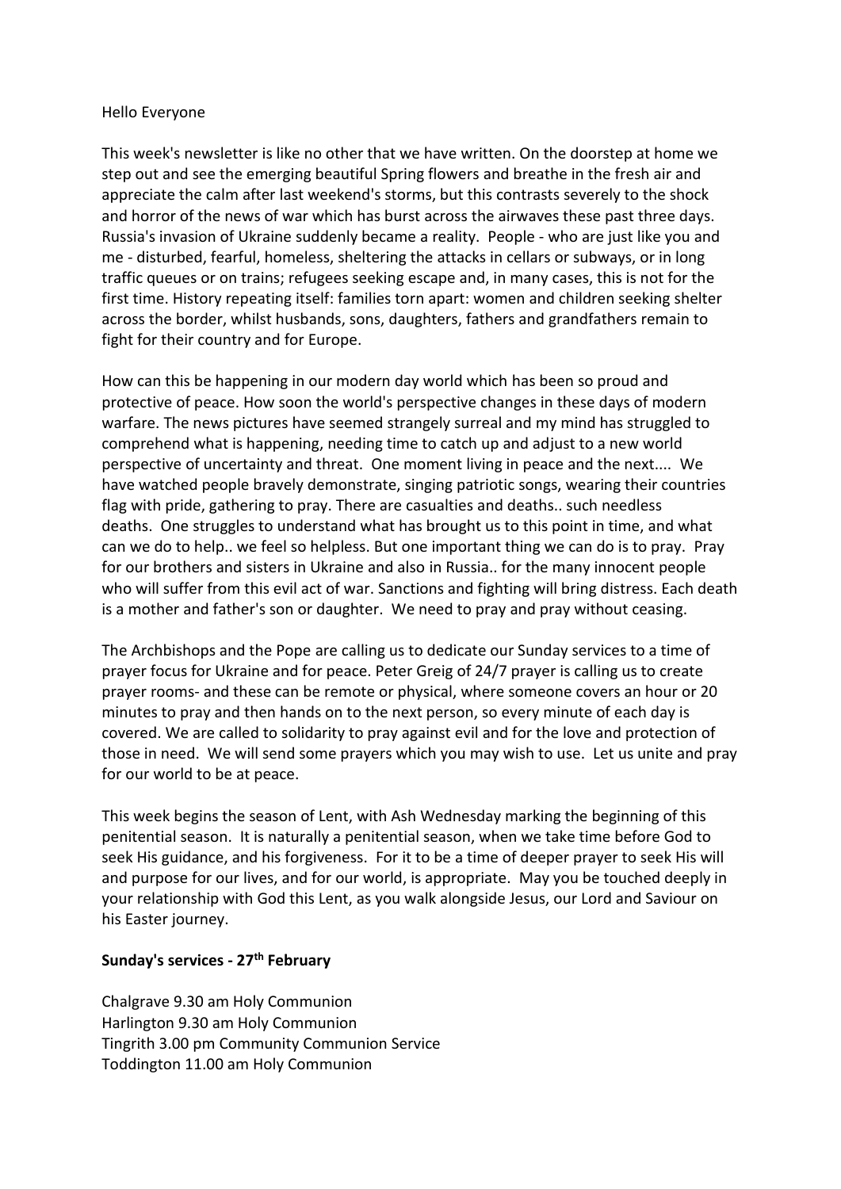Hello Everyone

This week's newsletter is like no other that we have written. On the doorstep at home we step out and see the emerging beautiful Spring flowers and breathe in the fresh air and appreciate the calm after last weekend's storms, but this contrasts severely to the shock and horror of the news of war which has burst across the airwaves these past three days. Russia's invasion of Ukraine suddenly became a reality. People - who are just like you and me - disturbed, fearful, homeless, sheltering the attacks in cellars or subways, or in long traffic queues or on trains; refugees seeking escape and, in many cases, this is not for the first time. History repeating itself: families torn apart: women and children seeking shelter across the border, whilst husbands, sons, daughters, fathers and grandfathers remain to fight for their country and for Europe.

How can this be happening in our modern day world which has been so proud and protective of peace. How soon the world's perspective changes in these days of modern warfare. The news pictures have seemed strangely surreal and my mind has struggled to comprehend what is happening, needing time to catch up and adjust to a new world perspective of uncertainty and threat. One moment living in peace and the next.... We have watched people bravely demonstrate, singing patriotic songs, wearing their countries flag with pride, gathering to pray. There are casualties and deaths.. such needless deaths. One struggles to understand what has brought us to this point in time, and what can we do to help.. we feel so helpless. But one important thing we can do is to pray. Pray for our brothers and sisters in Ukraine and also in Russia.. for the many innocent people who will suffer from this evil act of war. Sanctions and fighting will bring distress. Each death is a mother and father's son or daughter. We need to pray and pray without ceasing.

The Archbishops and the Pope are calling us to dedicate our Sunday services to a time of prayer focus for Ukraine and for peace. Peter Greig of 24/7 prayer is calling us to create prayer rooms- and these can be remote or physical, where someone covers an hour or 20 minutes to pray and then hands on to the next person, so every minute of each day is covered. We are called to solidarity to pray against evil and for the love and protection of those in need. We will send some prayers which you may wish to use. Let us unite and pray for our world to be at peace.

This week begins the season of Lent, with Ash Wednesday marking the beginning of this penitential season. It is naturally a penitential season, when we take time before God to seek His guidance, and his forgiveness. For it to be a time of deeper prayer to seek His will and purpose for our lives, and for our world, is appropriate. May you be touched deeply in your relationship with God this Lent, as you walk alongside Jesus, our Lord and Saviour on his Easter journey.

**Sunday's services - 27th February**

Chalgrave 9.30 am Holy Communion
Harlington 9.30 am Holy Communion
Tingrith 3.00 pm Community Communion Service
Toddington 11.00 am Holy Communion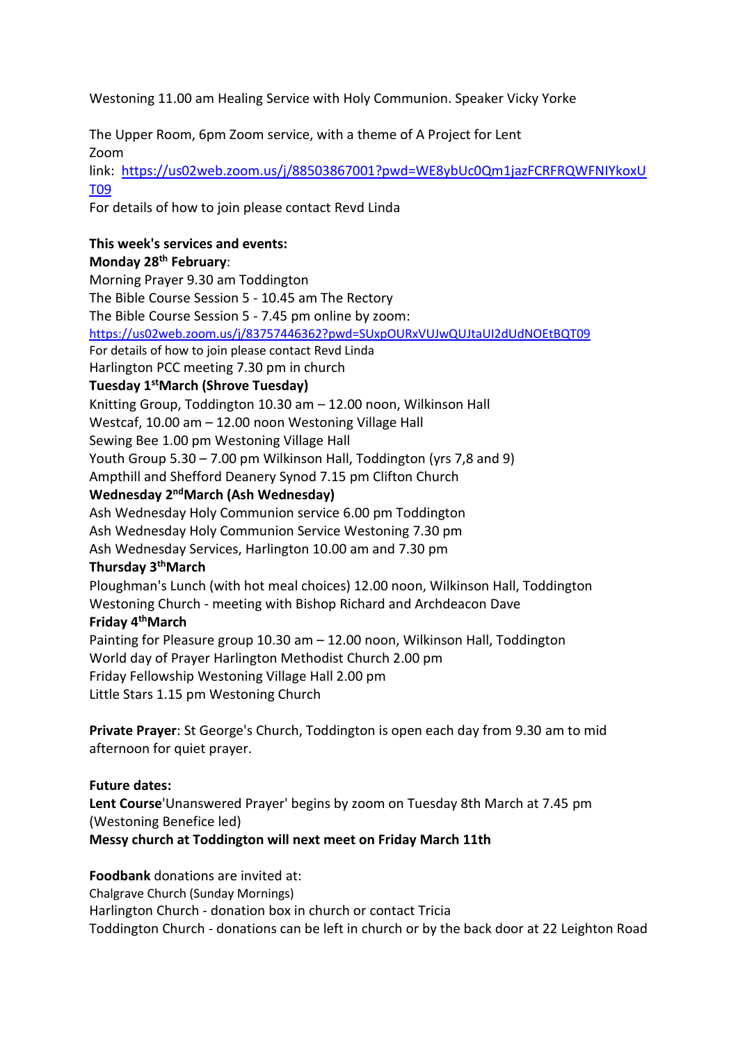Westoning 11.00 am Healing Service with Holy Communion. Speaker Vicky Yorke

The Upper Room, 6pm Zoom service, with a theme of A Project for Lent
Zoom
link: https://us02web.zoom.us/j/88503867001?pwd=WE8ybUc0Qm1jazFCRFRQWFNIYkoxUT09
For details of how to join please contact Revd Linda

**This week's services and events:**

**Monday 28th February**:
Morning Prayer 9.30 am Toddington
The Bible Course Session 5 - 10.45 am The Rectory
The Bible Course Session 5 - 7.45 pm online by zoom:
https://us02web.zoom.us/j/83757446362?pwd=SUxpOURxVUJwQUJtaUI2dUdNOEtBQT09
For details of how to join please contact Revd Linda
Harlington PCC meeting 7.30 pm in church

**Tuesday 1stMarch (Shrove Tuesday)**
Knitting Group, Toddington 10.30 am – 12.00 noon, Wilkinson Hall
Westcaf, 10.00 am – 12.00 noon Westoning Village Hall
Sewing Bee 1.00 pm Westoning Village Hall
Youth Group 5.30 – 7.00 pm Wilkinson Hall, Toddington (yrs 7,8 and 9)
Ampthill and Shefford Deanery Synod 7.15 pm Clifton Church

**Wednesday 2ndMarch (Ash Wednesday)**
Ash Wednesday Holy Communion service 6.00 pm Toddington
Ash Wednesday Holy Communion Service Westoning 7.30 pm
Ash Wednesday Services, Harlington 10.00 am and 7.30 pm

**Thursday 3rdMarch**
Ploughman's Lunch (with hot meal choices) 12.00 noon, Wilkinson Hall, Toddington
Westoning Church - meeting with Bishop Richard and Archdeacon Dave

**Friday 4thMarch**
Painting for Pleasure group 10.30 am – 12.00 noon, Wilkinson Hall, Toddington
World day of Prayer Harlington Methodist Church 2.00 pm
Friday Fellowship Westoning Village Hall 2.00 pm
Little Stars 1.15 pm Westoning Church

**Private Prayer**: St George's Church, Toddington is open each day from 9.30 am to mid afternoon for quiet prayer.

**Future dates:**
**Lent Course**'Unanswered Prayer' begins by zoom on Tuesday 8th March at 7.45 pm (Westoning Benefice led)
**Messy church at Toddington will next meet on Friday March 11th**

**Foodbank** donations are invited at:
Chalgrave Church (Sunday Mornings)
Harlington Church - donation box in church or contact Tricia
Toddington Church - donations can be left in church or by the back door at 22 Leighton Road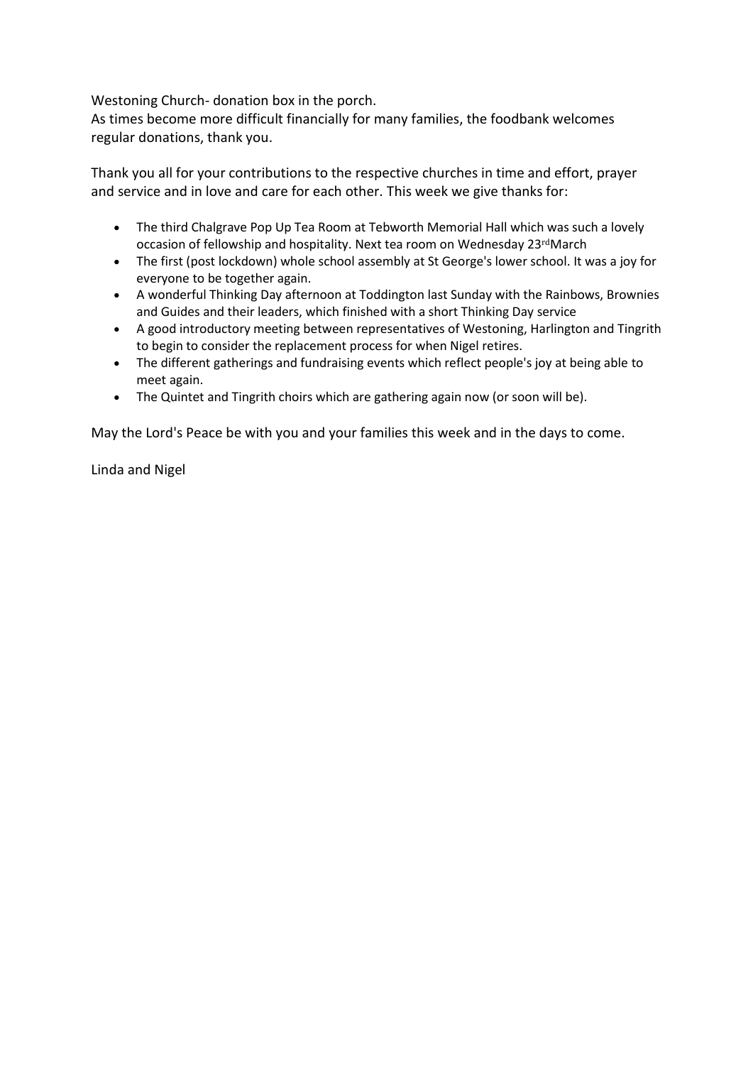Westoning Church- donation box in the porch.
As times become more difficult financially for many families, the foodbank welcomes regular donations, thank you.

Thank you all for your contributions to the respective churches in time and effort, prayer and service and in love and care for each other. This week we give thanks for:

- The third Chalgrave Pop Up Tea Room at Tebworth Memorial Hall which was such a lovely occasion of fellowship and hospitality. Next tea room on Wednesday 23rd March
- The first (post lockdown) whole school assembly at St George's lower school. It was a joy for everyone to be together again.
- A wonderful Thinking Day afternoon at Toddington last Sunday with the Rainbows, Brownies and Guides and their leaders, which finished with a short Thinking Day service
- A good introductory meeting between representatives of Westoning, Harlington and Tingrith to begin to consider the replacement process for when Nigel retires.
- The different gatherings and fundraising events which reflect people's joy at being able to meet again.
- The Quintet and Tingrith choirs which are gathering again now (or soon will be).

May the Lord's Peace be with you and your families this week and in the days to come.

Linda and Nigel